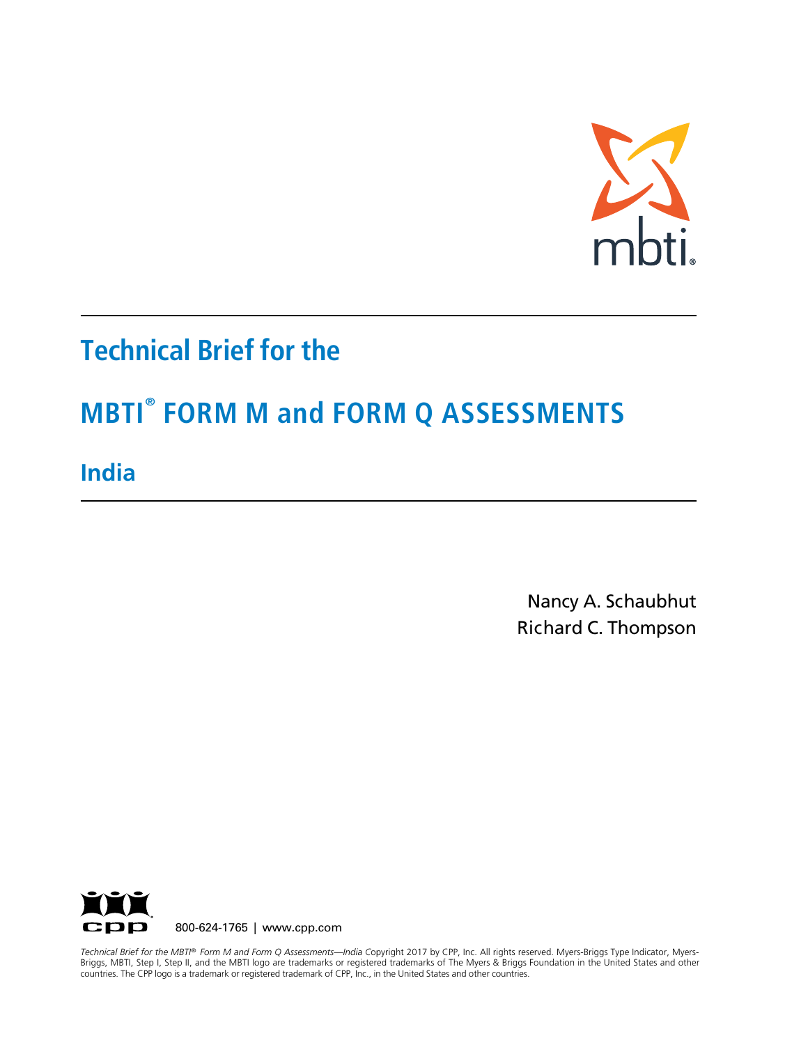# Technical Brief for the

# MBTI® FORM M and FORM Q ASSESSMENTS

## India

Nancy A. Schaubhut
Richard C. Thompson

800-624-1765 | www.cpp.com

*Technical Brief for the MBTI® Form M and Form Q Assessments—India* Copyright 2017 by CPP, Inc. All rights reserved. Myers-Briggs Type Indicator, Myers-Briggs, MBTI, Step I, Step II, and the MBTI logo are trademarks or registered trademarks of The Myers & Briggs Foundation in the United States and other countries. The CPP logo is a trademark or registered trademark of CPP, Inc., in the United States and other countries.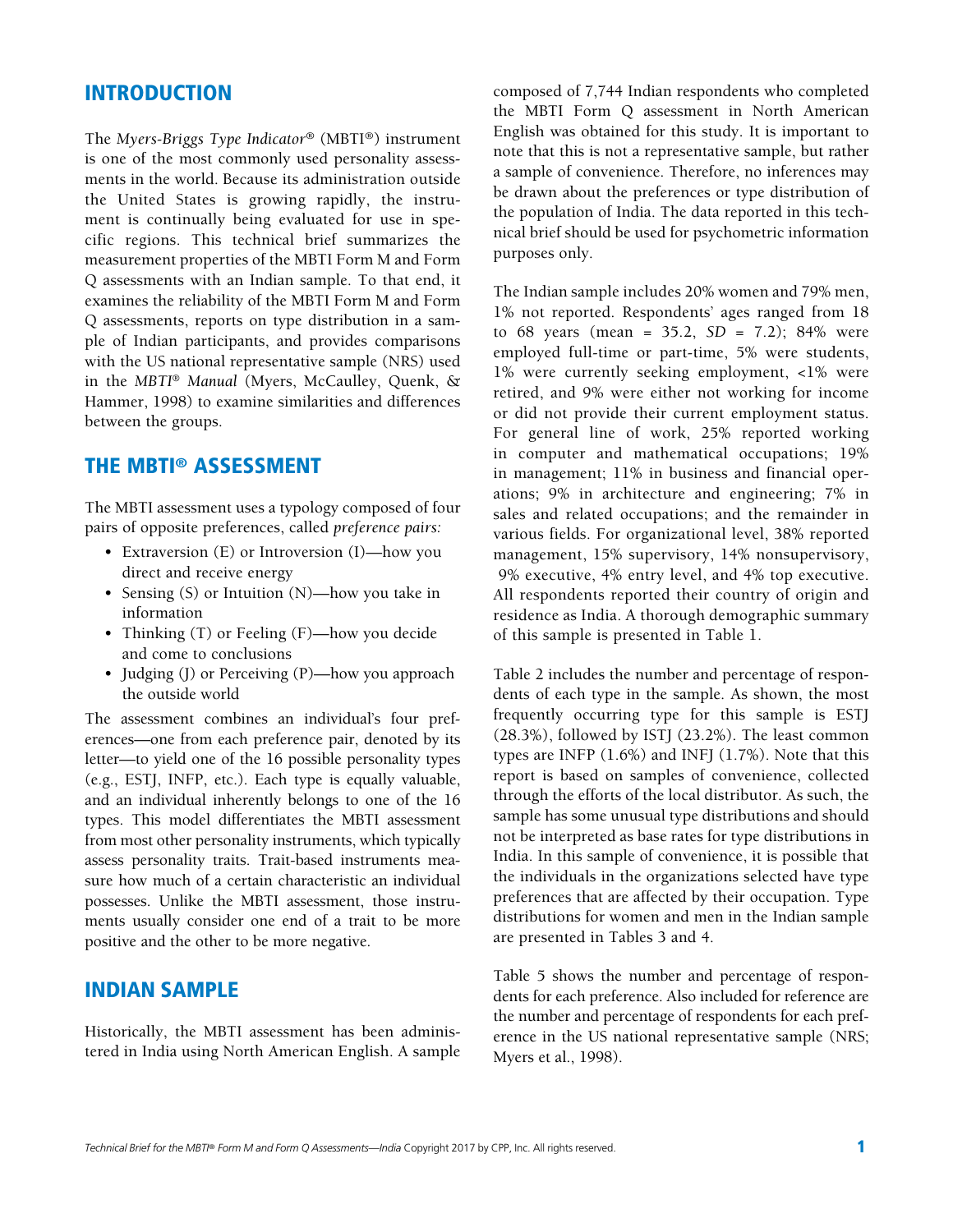## INTRODUCTION

The *Myers-Briggs Type Indicator®* (MBTI®) instrument is one of the most commonly used personality assessments in the world. Because its administration outside the United States is growing rapidly, the instrument is continually being evaluated for use in specific regions. This technical brief summarizes the measurement properties of the MBTI Form M and Form Q assessments with an Indian sample. To that end, it examines the reliability of the MBTI Form M and Form Q assessments, reports on type distribution in a sample of Indian participants, and provides comparisons with the US national representative sample (NRS) used in the *MBTI® Manual* (Myers, McCaulley, Quenk, & Hammer, 1998) to examine similarities and differences between the groups.

## THE MBTI® ASSESSMENT

The MBTI assessment uses a typology composed of four pairs of opposite preferences, called *preference pairs:*

- Extraversion (E) or Introversion (I)—how you direct and receive energy
- Sensing (S) or Intuition (N)—how you take in information
- Thinking (T) or Feeling (F)—how you decide and come to conclusions
- Judging (J) or Perceiving (P)—how you approach the outside world

The assessment combines an individual's four preferences—one from each preference pair, denoted by its letter—to yield one of the 16 possible personality types (e.g., ESTJ, INFP, etc.). Each type is equally valuable, and an individual inherently belongs to one of the 16 types. This model differentiates the MBTI assessment from most other personality instruments, which typically assess personality traits. Trait-based instruments measure how much of a certain characteristic an individual possesses. Unlike the MBTI assessment, those instruments usually consider one end of a trait to be more positive and the other to be more negative.

## INDIAN SAMPLE

Historically, the MBTI assessment has been administered in India using North American English. A sample composed of 7,744 Indian respondents who completed the MBTI Form Q assessment in North American English was obtained for this study. It is important to note that this is not a representative sample, but rather a sample of convenience. Therefore, no inferences may be drawn about the preferences or type distribution of the population of India. The data reported in this technical brief should be used for psychometric information purposes only.

The Indian sample includes 20% women and 79% men, 1% not reported. Respondents' ages ranged from 18 to 68 years (mean = 35.2, *SD* = 7.2); 84% were employed full-time or part-time, 5% were students, 1% were currently seeking employment, <1% were retired, and 9% were either not working for income or did not provide their current employment status. For general line of work, 25% reported working in computer and mathematical occupations; 19% in management; 11% in business and financial operations; 9% in architecture and engineering; 7% in sales and related occupations; and the remainder in various fields. For organizational level, 38% reported management, 15% supervisory, 14% nonsupervisory, 9% executive, 4% entry level, and 4% top executive. All respondents reported their country of origin and residence as India. A thorough demographic summary of this sample is presented in Table 1.

Table 2 includes the number and percentage of respondents of each type in the sample. As shown, the most frequently occurring type for this sample is ESTJ (28.3%), followed by ISTJ (23.2%). The least common types are INFP (1.6%) and INFJ (1.7%). Note that this report is based on samples of convenience, collected through the efforts of the local distributor. As such, the sample has some unusual type distributions and should not be interpreted as base rates for type distributions in India. In this sample of convenience, it is possible that the individuals in the organizations selected have type preferences that are affected by their occupation. Type distributions for women and men in the Indian sample are presented in Tables 3 and 4.

Table 5 shows the number and percentage of respondents for each preference. Also included for reference are the number and percentage of respondents for each preference in the US national representative sample (NRS; Myers et al., 1998).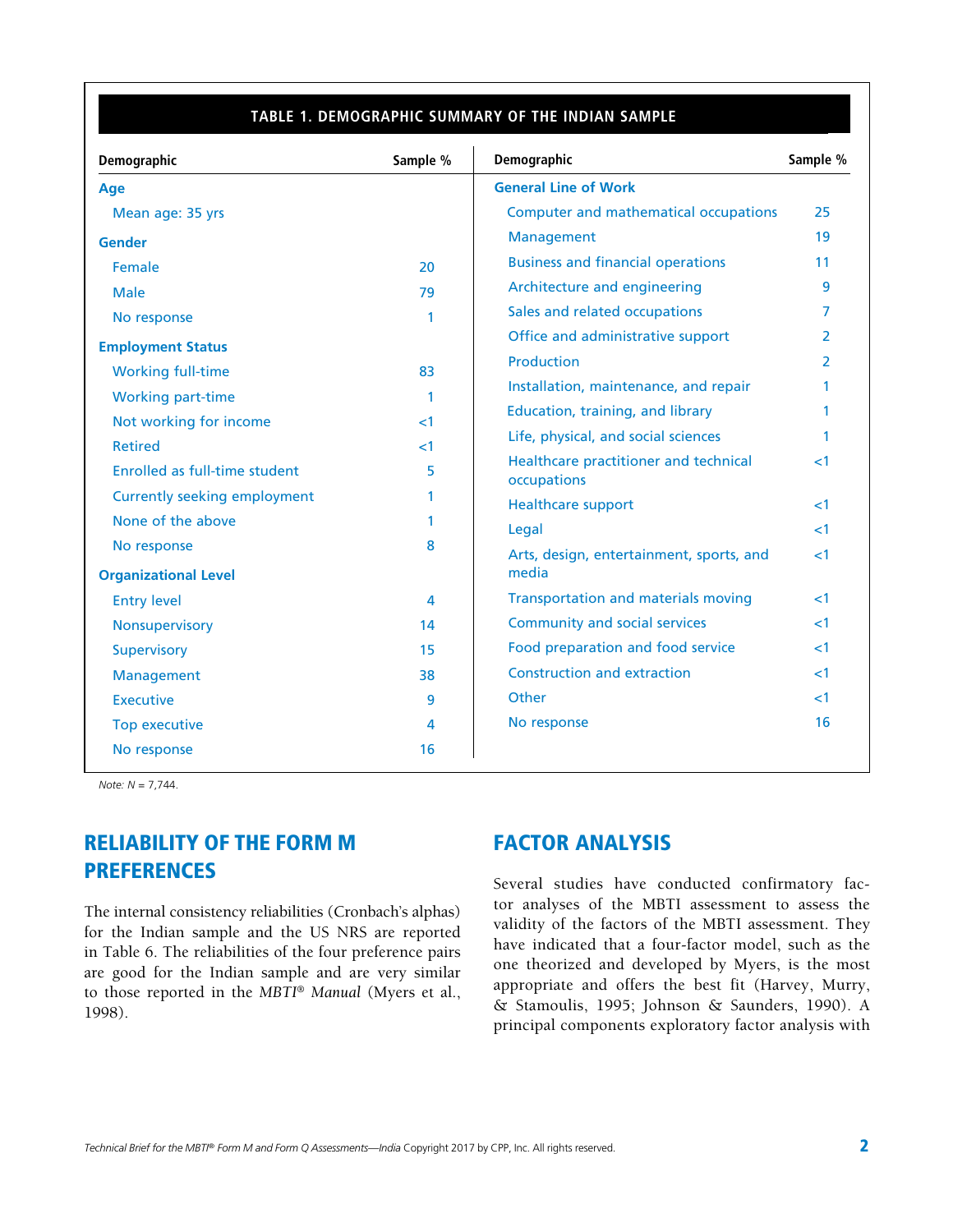**TABLE 1. DEMOGRAPHIC SUMMARY OF THE INDIAN SAMPLE**

| Demographic | Sample % | Demographic | Sample % |
|---|---|---|---|
| **Age** | | **General Line of Work** | |
| Mean age: 35 yrs | | Computer and mathematical occupations | 25 |
| **Gender** | | Management | 19 |
| Female | 20 | Business and financial operations | 11 |
| Male | 79 | Architecture and engineering | 9 |
| No response | 1 | Sales and related occupations | 7 |
| **Employment Status** | | Office and administrative support | 2 |
| Working full-time | 83 | Production | 2 |
| Working part-time | 1 | Installation, maintenance, and repair | 1 |
| Not working for income | <1 | Education, training, and library | 1 |
| Retired | <1 | Life, physical, and social sciences | 1 |
| Enrolled as full-time student | 5 | Healthcare practitioner and technical occupations | <1 |
| Currently seeking employment | 1 | Healthcare support | <1 |
| None of the above | 1 | Legal | <1 |
| No response | 8 | Arts, design, entertainment, sports, and media | <1 |
| **Organizational Level** | | Transportation and materials moving | <1 |
| Entry level | 4 | Community and social services | <1 |
| Nonsupervisory | 14 | Food preparation and food service | <1 |
| Supervisory | 15 | Construction and extraction | <1 |
| Management | 38 | Other | <1 |
| Executive | 9 | No response | 16 |
| Top executive | 4 | | |
| No response | 16 | | |

*Note: N* = 7,744.

## RELIABILITY OF THE FORM M PREFERENCES

The internal consistency reliabilities (Cronbach's alphas) for the Indian sample and the US NRS are reported in Table 6. The reliabilities of the four preference pairs are good for the Indian sample and are very similar to those reported in the *MBTI® Manual* (Myers et al., 1998).

## FACTOR ANALYSIS

Several studies have conducted confirmatory factor analyses of the MBTI assessment to assess the validity of the factors of the MBTI assessment. They have indicated that a four-factor model, such as the one theorized and developed by Myers, is the most appropriate and offers the best fit (Harvey, Murry, & Stamoulis, 1995; Johnson & Saunders, 1990). A principal components exploratory factor analysis with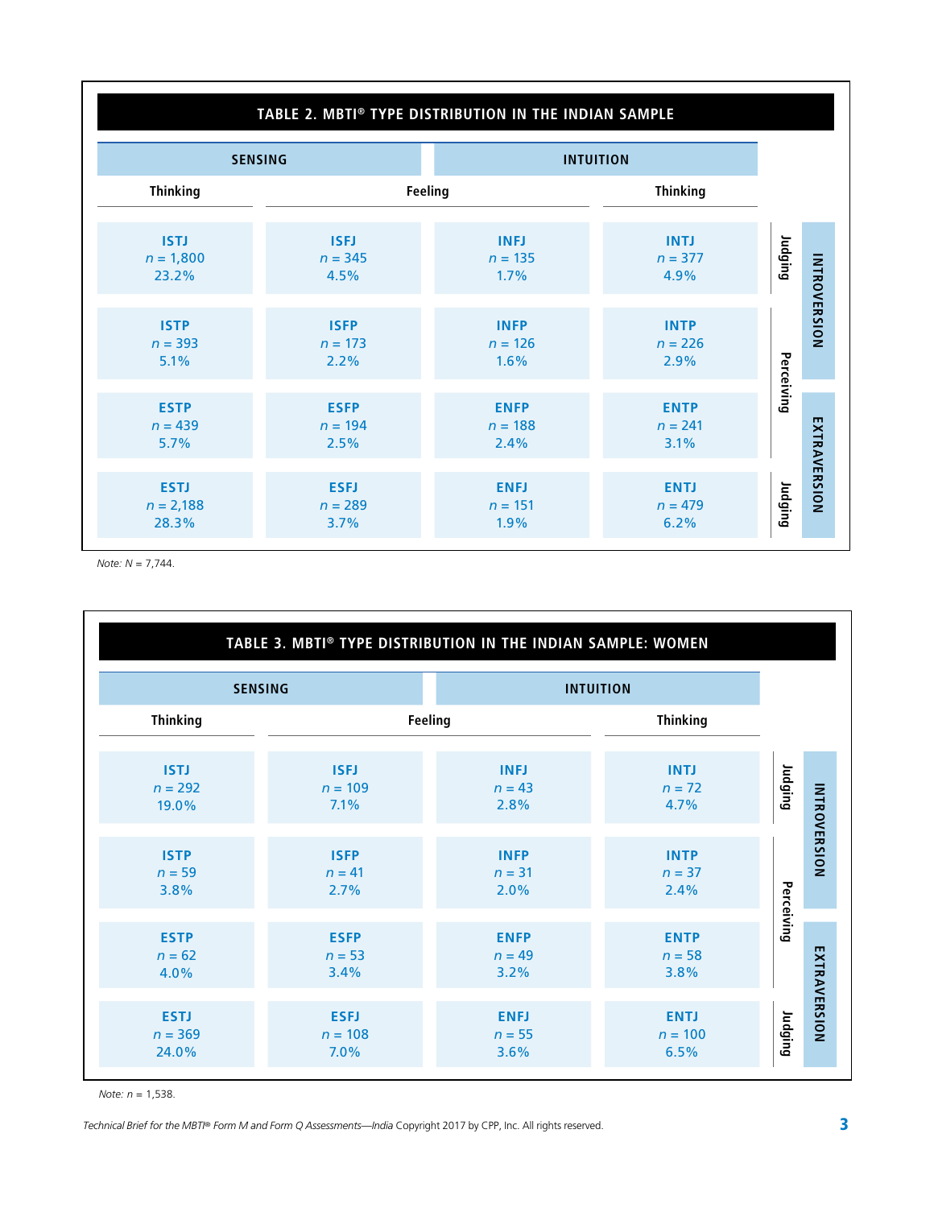**TABLE 2. MBTI® TYPE DISTRIBUTION IN THE INDIAN SAMPLE**

| SENSING | | INTUITION | | | |
|---|---|---|---|---|---|
| Thinking | Feeling | Feeling | Thinking | | |
| ISTJ<br>*n* = 1,800<br>23.2% | ISFJ<br>*n* = 345<br>4.5% | INFJ<br>*n* = 135<br>1.7% | INTJ<br>*n* = 377<br>4.9% | Judging | INTROVERSION |
| ISTP<br>*n* = 393<br>5.1% | ISFP<br>*n* = 173<br>2.2% | INFP<br>*n* = 126<br>1.6% | INTP<br>*n* = 226<br>2.9% | Perceiving | INTROVERSION |
| ESTP<br>*n* = 439<br>5.7% | ESFP<br>*n* = 194<br>2.5% | ENFP<br>*n* = 188<br>2.4% | ENTP<br>*n* = 241<br>3.1% | Perceiving | EXTRAVERSION |
| ESTJ<br>*n* = 2,188<br>28.3% | ESFJ<br>*n* = 289<br>3.7% | ENFJ<br>*n* = 151<br>1.9% | ENTJ<br>*n* = 479<br>6.2% | Judging | EXTRAVERSION |

*Note:* *N* = 7,744.

**TABLE 3. MBTI® TYPE DISTRIBUTION IN THE INDIAN SAMPLE: WOMEN**

| SENSING | | INTUITION | | | |
|---|---|---|---|---|---|
| Thinking | Feeling | Feeling | Thinking | | |
| ISTJ<br>*n* = 292<br>19.0% | ISFJ<br>*n* = 109<br>7.1% | INFJ<br>*n* = 43<br>2.8% | INTJ<br>*n* = 72<br>4.7% | Judging | INTROVERSION |
| ISTP<br>*n* = 59<br>3.8% | ISFP<br>*n* = 41<br>2.7% | INFP<br>*n* = 31<br>2.0% | INTP<br>*n* = 37<br>2.4% | Perceiving | INTROVERSION |
| ESTP<br>*n* = 62<br>4.0% | ESFP<br>*n* = 53<br>3.4% | ENFP<br>*n* = 49<br>3.2% | ENTP<br>*n* = 58<br>3.8% | Perceiving | EXTRAVERSION |
| ESTJ<br>*n* = 369<br>24.0% | ESFJ<br>*n* = 108<br>7.0% | ENFJ<br>*n* = 55<br>3.6% | ENTJ<br>*n* = 100<br>6.5% | Judging | EXTRAVERSION |

*Note:* *n* = 1,538.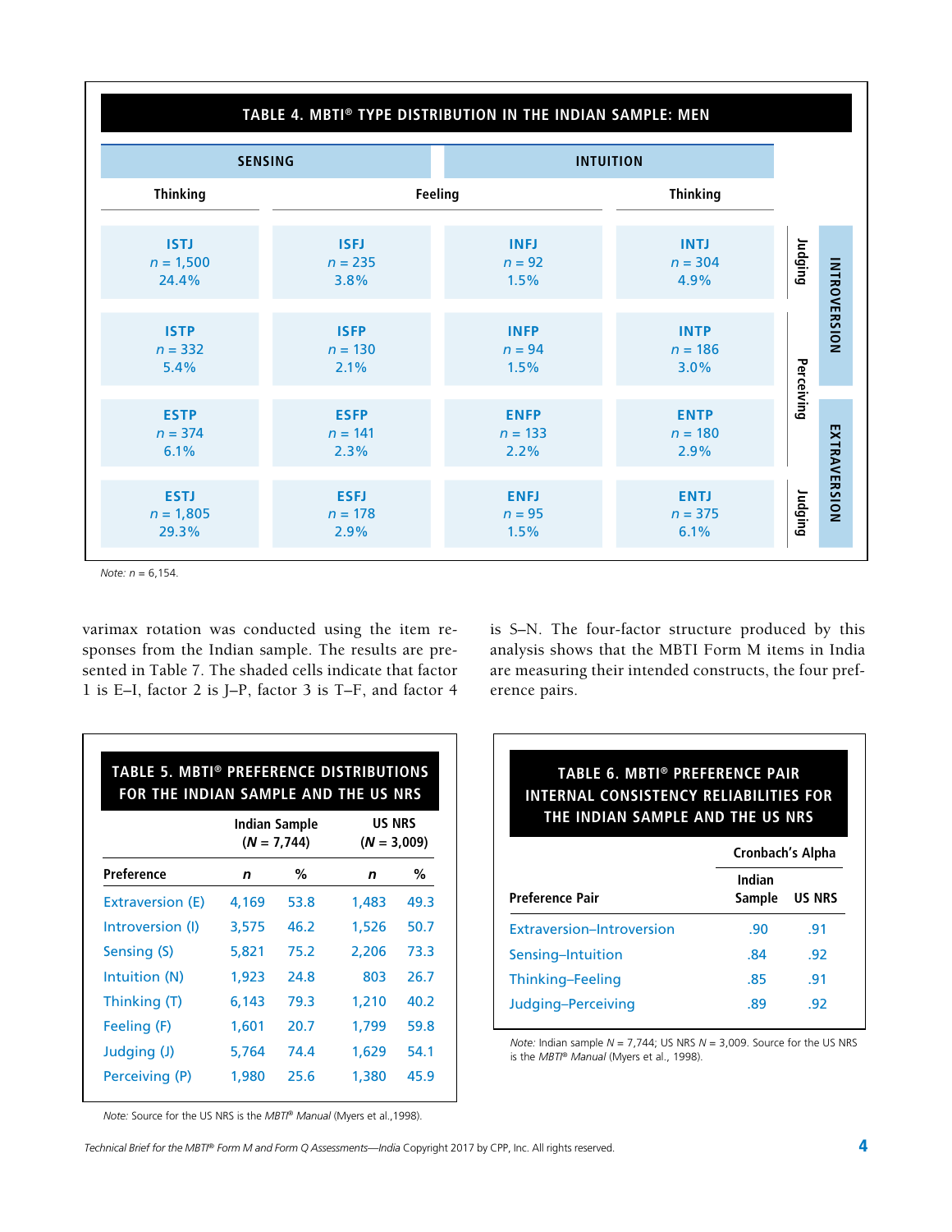**TABLE 4. MBTI® TYPE DISTRIBUTION IN THE INDIAN SAMPLE: MEN**

| | SENSING | | INTUITION | | | |
|---|---|---|---|---|---|---|
| | Thinking | Feeling | Feeling | Thinking | | |
| | ISTJ<br>$n$ = 1,500<br>24.4% | ISFJ<br>$n$ = 235<br>3.8% | INFJ<br>$n$ = 92<br>1.5% | INTJ<br>$n$ = 304<br>4.9% | Judging | INTROVERSION |
| | ISTP<br>$n$ = 332<br>5.4% | ISFP<br>$n$ = 130<br>2.1% | INFP<br>$n$ = 94<br>1.5% | INTP<br>$n$ = 186<br>3.0% | Perceiving | INTROVERSION |
| | ESTP<br>$n$ = 374<br>6.1% | ESFP<br>$n$ = 141<br>2.3% | ENFP<br>$n$ = 133<br>2.2% | ENTP<br>$n$ = 180<br>2.9% | Perceiving | EXTRAVERSION |
| | ESTJ<br>$n$ = 1,805<br>29.3% | ESFJ<br>$n$ = 178<br>2.9% | ENFJ<br>$n$ = 95<br>1.5% | ENTJ<br>$n$ = 375<br>6.1% | Judging | EXTRAVERSION |

*Note:* $n$ = 6,154.

varimax rotation was conducted using the item responses from the Indian sample. The results are presented in Table 7. The shaded cells indicate that factor 1 is E–I, factor 2 is J–P, factor 3 is T–F, and factor 4 is S–N. The four-factor structure produced by this analysis shows that the MBTI Form M items in India are measuring their intended constructs, the four preference pairs.

**TABLE 5. MBTI® PREFERENCE DISTRIBUTIONS FOR THE INDIAN SAMPLE AND THE US NRS**

| | Indian Sample ($N$ = 7,744) | | US NRS ($N$ = 3,009) | |
|---|---|---|---|---|
| Preference | $n$ | % | $n$ | % |
| Extraversion (E) | 4,169 | 53.8 | 1,483 | 49.3 |
| Introversion (I) | 3,575 | 46.2 | 1,526 | 50.7 |
| Sensing (S) | 5,821 | 75.2 | 2,206 | 73.3 |
| Intuition (N) | 1,923 | 24.8 | 803 | 26.7 |
| Thinking (T) | 6,143 | 79.3 | 1,210 | 40.2 |
| Feeling (F) | 1,601 | 20.7 | 1,799 | 59.8 |
| Judging (J) | 5,764 | 74.4 | 1,629 | 54.1 |
| Perceiving (P) | 1,980 | 25.6 | 1,380 | 45.9 |

*Note:* Source for the US NRS is the *MBTI® Manual* (Myers et al.,1998).

**TABLE 6. MBTI® PREFERENCE PAIR INTERNAL CONSISTENCY RELIABILITIES FOR THE INDIAN SAMPLE AND THE US NRS**

| | Cronbach's Alpha | |
|---|---|---|
| Preference Pair | Indian Sample | US NRS |
| Extraversion–Introversion | .90 | .91 |
| Sensing–Intuition | .84 | .92 |
| Thinking–Feeling | .85 | .91 |
| Judging–Perceiving | .89 | .92 |

*Note:* Indian sample $N$ = 7,744; US NRS $N$ = 3,009. Source for the US NRS is the *MBTI® Manual* (Myers et al., 1998).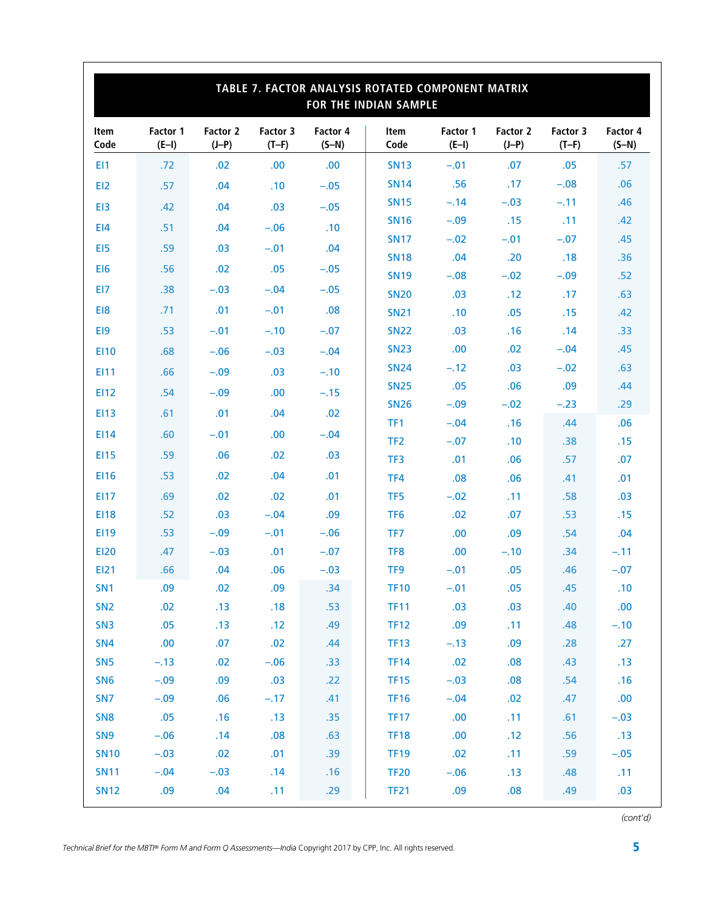**TABLE 7. FACTOR ANALYSIS ROTATED COMPONENT MATRIX FOR THE INDIAN SAMPLE**

| Item Code | Factor 1 (E–I) | Factor 2 (J–P) | Factor 3 (T–F) | Factor 4 (S–N) | Item Code | Factor 1 (E–I) | Factor 2 (J–P) | Factor 3 (T–F) | Factor 4 (S–N) |
|---|---|---|---|---|---|---|---|---|---|
| EI1 | .72 | .02 | .00 | .00 | SN13 | –.01 | .07 | .05 | .57 |
| EI2 | .57 | .04 | .10 | –.05 | SN14 | .56 | .17 | –.08 | .06 |
| EI3 | .42 | .04 | .03 | –.05 | SN15 | –.14 | –.03 | –.11 | .46 |
| EI4 | .51 | .04 | –.06 | .10 | SN16 | –.09 | .15 | .11 | .42 |
| EI5 | .59 | .03 | –.01 | .04 | SN17 | –.02 | –.01 | –.07 | .45 |
| EI6 | .56 | .02 | .05 | –.05 | SN18 | .04 | .20 | .18 | .36 |
| EI7 | .38 | –.03 | –.04 | –.05 | SN19 | –.08 | –.02 | –.09 | .52 |
| EI8 | .71 | .01 | –.01 | .08 | SN20 | .03 | .12 | .17 | .63 |
| EI9 | .53 | –.01 | –.10 | –.07 | SN21 | .10 | .05 | .15 | .42 |
| EI10 | .68 | –.06 | –.03 | –.04 | SN22 | .03 | .16 | .14 | .33 |
| EI11 | .66 | –.09 | .03 | –.10 | SN23 | .00 | .02 | –.04 | .45 |
| EI12 | .54 | –.09 | .00 | –.15 | SN24 | –.12 | .03 | –.02 | .63 |
| EI13 | .61 | .01 | .04 | .02 | SN25 | .05 | .06 | .09 | .44 |
| EI14 | .60 | –.01 | .00 | –.04 | SN26 | –.09 | –.02 | –.23 | .29 |
| EI15 | .59 | .06 | .02 | .03 | TF1 | –.04 | .16 | .44 | .06 |
| EI16 | .53 | .02 | .04 | .01 | TF2 | –.07 | .10 | .38 | .15 |
| EI17 | .69 | .02 | .02 | .01 | TF3 | .01 | .06 | .57 | .07 |
| EI18 | .52 | .03 | –.04 | .09 | TF4 | .08 | .06 | .41 | .01 |
| EI19 | .53 | –.09 | –.01 | –.06 | TF5 | –.02 | .11 | .58 | .03 |
| EI20 | .47 | –.03 | .01 | –.07 | TF6 | .02 | .07 | .53 | .15 |
| EI21 | .66 | .04 | .06 | –.03 | TF7 | .00 | .09 | .54 | .04 |
| SN1 | .09 | .02 | .09 | .34 | TF8 | .00 | –.10 | .34 | –.11 |
| SN2 | .02 | .13 | .18 | .53 | TF9 | –.01 | .05 | .46 | –.07 |
| SN3 | .05 | .13 | .12 | .49 | TF10 | –.01 | .05 | .45 | .10 |
| SN4 | .00 | .07 | .02 | .44 | TF11 | .03 | .03 | .40 | .00 |
| SN5 | –.13 | .02 | –.06 | .33 | TF12 | .09 | .11 | .48 | –.10 |
| SN6 | –.09 | .09 | .03 | .22 | TF13 | –.13 | .09 | .28 | .27 |
| SN7 | –.09 | .06 | –.17 | .41 | TF14 | .02 | .08 | .43 | .13 |
| SN8 | .05 | .16 | .13 | .35 | TF15 | –.03 | .08 | .54 | .16 |
| SN9 | –.06 | .14 | .08 | .63 | TF16 | –.04 | .02 | .47 | .00 |
| SN10 | –.03 | .02 | .01 | .39 | TF17 | .00 | .11 | .61 | –.03 |
| SN11 | –.04 | –.03 | .14 | .16 | TF18 | .00 | .12 | .56 | .13 |
| SN12 | .09 | .04 | .11 | .29 | TF19 | .02 | .11 | .59 | –.05 |
| | | | | | TF20 | –.06 | .13 | .48 | .11 |
| | | | | | TF21 | .09 | .08 | .49 | .03 |

*(cont'd)*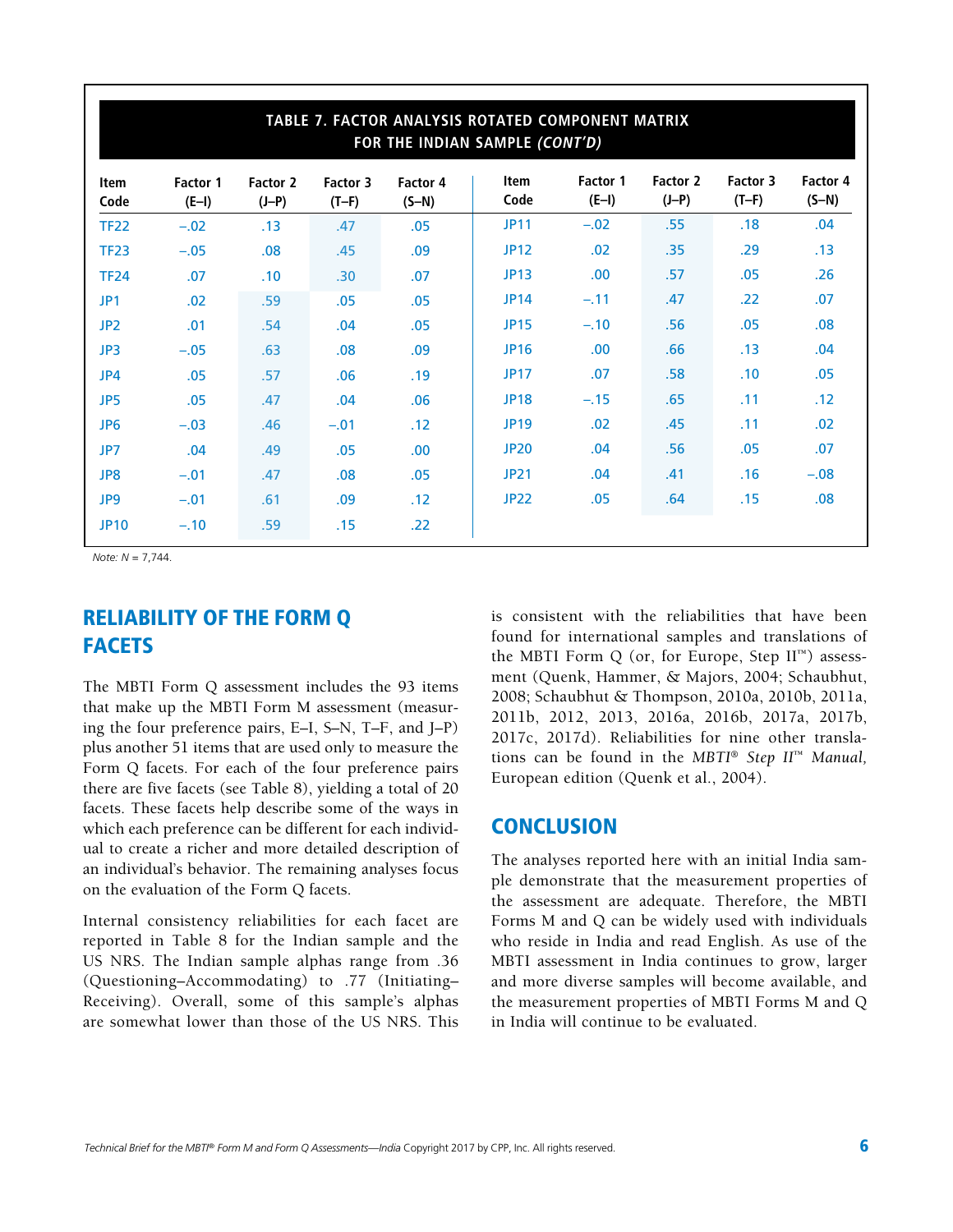**TABLE 7. FACTOR ANALYSIS ROTATED COMPONENT MATRIX FOR THE INDIAN SAMPLE *(CONT'D)***

| Item Code | Factor 1 (E–I) | Factor 2 (J–P) | Factor 3 (T–F) | Factor 4 (S–N) | Item Code | Factor 1 (E–I) | Factor 2 (J–P) | Factor 3 (T–F) | Factor 4 (S–N) |
|---|---|---|---|---|---|---|---|---|---|
| TF22 | –.02 | .13 | .47 | .05 | JP11 | –.02 | .55 | .18 | .04 |
| TF23 | –.05 | .08 | .45 | .09 | JP12 | .02 | .35 | .29 | .13 |
| TF24 | .07 | .10 | .30 | .07 | JP13 | .00 | .57 | .05 | .26 |
| JP1 | .02 | .59 | .05 | .05 | JP14 | –.11 | .47 | .22 | .07 |
| JP2 | .01 | .54 | .04 | .05 | JP15 | –.10 | .56 | .05 | .08 |
| JP3 | –.05 | .63 | .08 | .09 | JP16 | .00 | .66 | .13 | .04 |
| JP4 | .05 | .57 | .06 | .19 | JP17 | .07 | .58 | .10 | .05 |
| JP5 | .05 | .47 | .04 | .06 | JP18 | –.15 | .65 | .11 | .12 |
| JP6 | –.03 | .46 | –.01 | .12 | JP19 | .02 | .45 | .11 | .02 |
| JP7 | .04 | .49 | .05 | .00 | JP20 | .04 | .56 | .05 | .07 |
| JP8 | –.01 | .47 | .08 | .05 | JP21 | .04 | .41 | .16 | –.08 |
| JP9 | –.01 | .61 | .09 | .12 | JP22 | .05 | .64 | .15 | .08 |
| JP10 | –.10 | .59 | .15 | .22 | | | | | |

*Note: N* = 7,744.

## RELIABILITY OF THE FORM Q FACETS

The MBTI Form Q assessment includes the 93 items that make up the MBTI Form M assessment (measuring the four preference pairs, E–I, S–N, T–F, and J–P) plus another 51 items that are used only to measure the Form Q facets. For each of the four preference pairs there are five facets (see Table 8), yielding a total of 20 facets. These facets help describe some of the ways in which each preference can be different for each individual to create a richer and more detailed description of an individual's behavior. The remaining analyses focus on the evaluation of the Form Q facets.

Internal consistency reliabilities for each facet are reported in Table 8 for the Indian sample and the US NRS. The Indian sample alphas range from .36 (Questioning–Accommodating) to .77 (Initiating–Receiving). Overall, some of this sample's alphas are somewhat lower than those of the US NRS. This is consistent with the reliabilities that have been found for international samples and translations of the MBTI Form Q (or, for Europe, Step II™) assessment (Quenk, Hammer, & Majors, 2004; Schaubhut, 2008; Schaubhut & Thompson, 2010a, 2010b, 2011a, 2011b, 2012, 2013, 2016a, 2016b, 2017a, 2017b, 2017c, 2017d). Reliabilities for nine other translations can be found in the *MBTI® Step II™ Manual,* European edition (Quenk et al., 2004).

## CONCLUSION

The analyses reported here with an initial India sample demonstrate that the measurement properties of the assessment are adequate. Therefore, the MBTI Forms M and Q can be widely used with individuals who reside in India and read English. As use of the MBTI assessment in India continues to grow, larger and more diverse samples will become available, and the measurement properties of MBTI Forms M and Q in India will continue to be evaluated.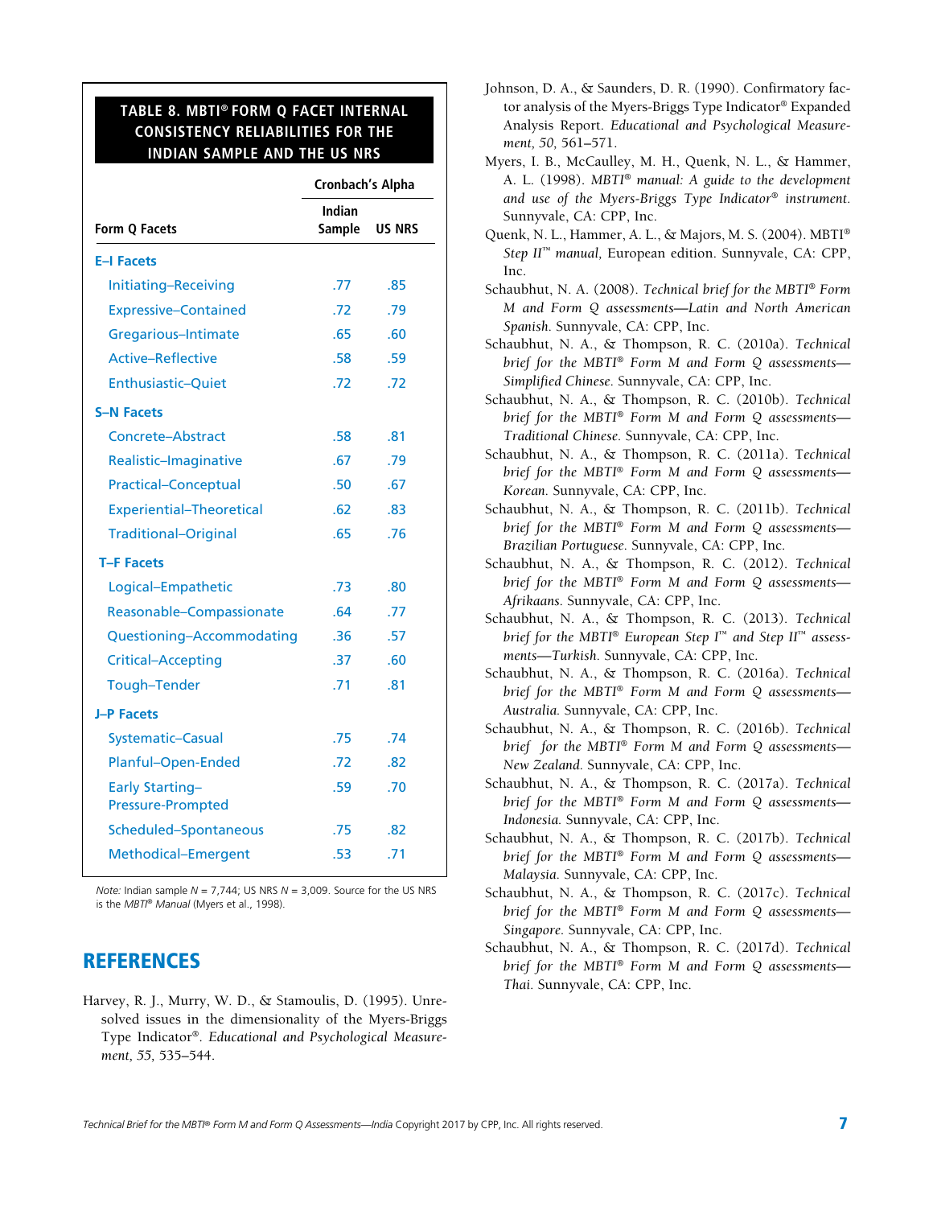**TABLE 8. MBTI® FORM Q FACET INTERNAL CONSISTENCY RELIABILITIES FOR THE INDIAN SAMPLE AND THE US NRS**

| | Cronbach's Alpha | |
|---|---|---|
| **Form Q Facets** | **Indian Sample** | **US NRS** |
| **E–I Facets** | | |
| Initiating–Receiving | .77 | .85 |
| Expressive–Contained | .72 | .79 |
| Gregarious–Intimate | .65 | .60 |
| Active–Reflective | .58 | .59 |
| Enthusiastic–Quiet | .72 | .72 |
| **S–N Facets** | | |
| Concrete–Abstract | .58 | .81 |
| Realistic–Imaginative | .67 | .79 |
| Practical–Conceptual | .50 | .67 |
| Experiential–Theoretical | .62 | .83 |
| Traditional–Original | .65 | .76 |
| **T–F Facets** | | |
| Logical–Empathetic | .73 | .80 |
| Reasonable–Compassionate | .64 | .77 |
| Questioning–Accommodating | .36 | .57 |
| Critical–Accepting | .37 | .60 |
| Tough–Tender | .71 | .81 |
| **J–P Facets** | | |
| Systematic–Casual | .75 | .74 |
| Planful–Open-Ended | .72 | .82 |
| Early Starting–Pressure-Prompted | .59 | .70 |
| Scheduled–Spontaneous | .75 | .82 |
| Methodical–Emergent | .53 | .71 |

*Note:* Indian sample *N* = 7,744; US NRS *N* = 3,009. Source for the US NRS is the *MBTI® Manual* (Myers et al., 1998).

## REFERENCES

Harvey, R. J., Murry, W. D., & Stamoulis, D. (1995). Unresolved issues in the dimensionality of the Myers-Briggs Type Indicator®. *Educational and Psychological Measurement, 55,* 535–544.

Johnson, D. A., & Saunders, D. R. (1990). Confirmatory factor analysis of the Myers-Briggs Type Indicator® Expanded Analysis Report. *Educational and Psychological Measurement, 50,* 561–571.

Myers, I. B., McCaulley, M. H., Quenk, N. L., & Hammer, A. L. (1998). *MBTI® manual: A guide to the development and use of the Myers-Briggs Type Indicator® instrument.* Sunnyvale, CA: CPP, Inc.

Quenk, N. L., Hammer, A. L., & Majors, M. S. (2004). MBTI® *Step II™ manual,* European edition. Sunnyvale, CA: CPP, Inc.

Schaubhut, N. A. (2008). *Technical brief for the MBTI® Form M and Form Q assessments—Latin and North American Spanish.* Sunnyvale, CA: CPP, Inc.

Schaubhut, N. A., & Thompson, R. C. (2010a). *Technical brief for the MBTI® Form M and Form Q assessments—Simplified Chinese.* Sunnyvale, CA: CPP, Inc.

Schaubhut, N. A., & Thompson, R. C. (2010b). *Technical brief for the MBTI® Form M and Form Q assessments—Traditional Chinese.* Sunnyvale, CA: CPP, Inc.

Schaubhut, N. A., & Thompson, R. C. (2011a). *Technical brief for the MBTI® Form M and Form Q assessments—Korean.* Sunnyvale, CA: CPP, Inc.

Schaubhut, N. A., & Thompson, R. C. (2011b). *Technical brief for the MBTI® Form M and Form Q assessments—Brazilian Portuguese.* Sunnyvale, CA: CPP, Inc.

Schaubhut, N. A., & Thompson, R. C. (2012). *Technical brief for the MBTI® Form M and Form Q assessments—Afrikaans.* Sunnyvale, CA: CPP, Inc.

Schaubhut, N. A., & Thompson, R. C. (2013). *Technical brief for the MBTI® European Step I™ and Step II™ assessments—Turkish.* Sunnyvale, CA: CPP, Inc.

Schaubhut, N. A., & Thompson, R. C. (2016a). *Technical brief for the MBTI® Form M and Form Q assessments—Australia.* Sunnyvale, CA: CPP, Inc.

Schaubhut, N. A., & Thompson, R. C. (2016b). *Technical brief for the MBTI® Form M and Form Q assessments—New Zealand.* Sunnyvale, CA: CPP, Inc.

Schaubhut, N. A., & Thompson, R. C. (2017a). *Technical brief for the MBTI® Form M and Form Q assessments—Indonesia.* Sunnyvale, CA: CPP, Inc.

Schaubhut, N. A., & Thompson, R. C. (2017b). *Technical brief for the MBTI® Form M and Form Q assessments—Malaysia.* Sunnyvale, CA: CPP, Inc.

Schaubhut, N. A., & Thompson, R. C. (2017c). *Technical brief for the MBTI® Form M and Form Q assessments—Singapore.* Sunnyvale, CA: CPP, Inc.

Schaubhut, N. A., & Thompson, R. C. (2017d). *Technical brief for the MBTI® Form M and Form Q assessments—Thai.* Sunnyvale, CA: CPP, Inc.